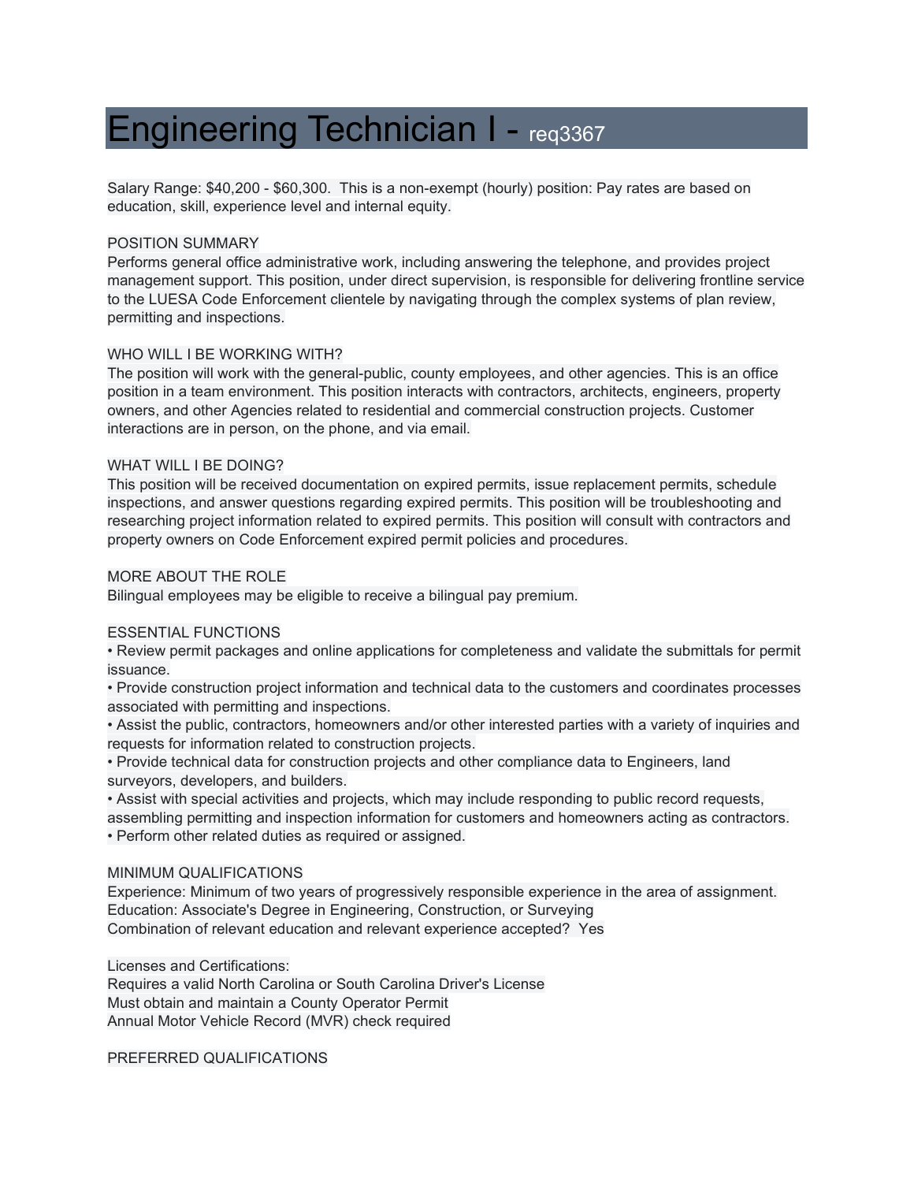# Engineering Technician I - req3367

Salary Range: $40,200 - $60,300.  This is a non-exempt (hourly) position: Pay rates are based on education, skill, experience level and internal equity.

POSITION SUMMARY
Performs general office administrative work, including answering the telephone, and provides project management support. This position, under direct supervision, is responsible for delivering frontline service to the LUESA Code Enforcement clientele by navigating through the complex systems of plan review, permitting and inspections.

WHO WILL I BE WORKING WITH?
The position will work with the general-public, county employees, and other agencies. This is an office position in a team environment. This position interacts with contractors, architects, engineers, property owners, and other Agencies related to residential and commercial construction projects. Customer interactions are in person, on the phone, and via email.

WHAT WILL I BE DOING?
This position will be received documentation on expired permits, issue replacement permits, schedule inspections, and answer questions regarding expired permits. This position will be troubleshooting and researching project information related to expired permits. This position will consult with contractors and property owners on Code Enforcement expired permit policies and procedures.

MORE ABOUT THE ROLE
Bilingual employees may be eligible to receive a bilingual pay premium.

ESSENTIAL FUNCTIONS
- Review permit packages and online applications for completeness and validate the submittals for permit issuance.
- Provide construction project information and technical data to the customers and coordinates processes associated with permitting and inspections.
- Assist the public, contractors, homeowners and/or other interested parties with a variety of inquiries and requests for information related to construction projects.
- Provide technical data for construction projects and other compliance data to Engineers, land surveyors, developers, and builders.
- Assist with special activities and projects, which may include responding to public record requests, assembling permitting and inspection information for customers and homeowners acting as contractors.
- Perform other related duties as required or assigned.

MINIMUM QUALIFICATIONS
Experience: Minimum of two years of progressively responsible experience in the area of assignment.
Education: Associate's Degree in Engineering, Construction, or Surveying
Combination of relevant education and relevant experience accepted?  Yes

Licenses and Certifications:
Requires a valid North Carolina or South Carolina Driver's License
Must obtain and maintain a County Operator Permit
Annual Motor Vehicle Record (MVR) check required

PREFERRED QUALIFICATIONS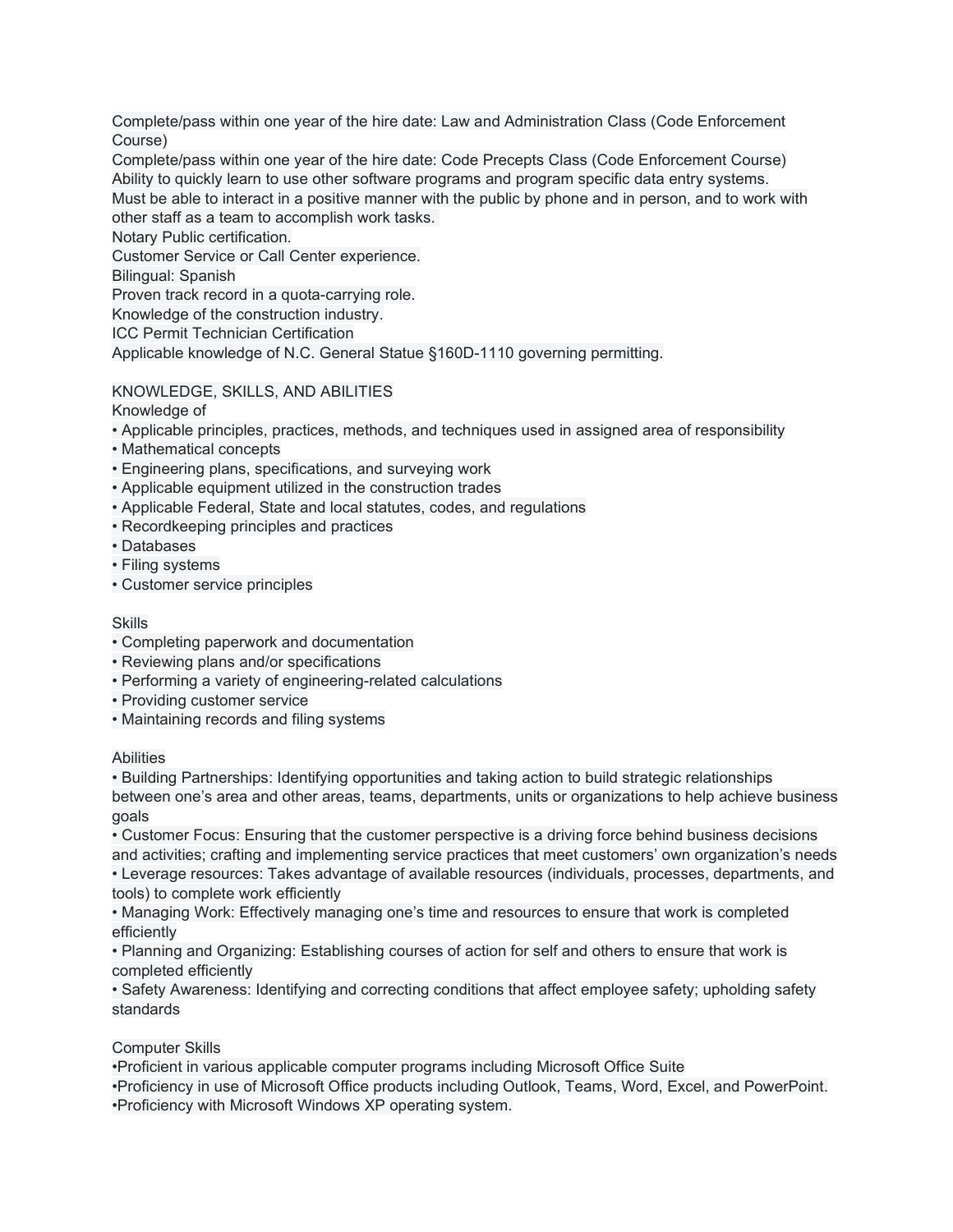Complete/pass within one year of the hire date: Law and Administration Class (Code Enforcement Course)
Complete/pass within one year of the hire date: Code Precepts Class (Code Enforcement Course)
Ability to quickly learn to use other software programs and program specific data entry systems.
Must be able to interact in a positive manner with the public by phone and in person, and to work with other staff as a team to accomplish work tasks.
Notary Public certification.
Customer Service or Call Center experience.
Bilingual: Spanish
Proven track record in a quota-carrying role.
Knowledge of the construction industry.
ICC Permit Technician Certification
Applicable knowledge of N.C. General Statue §160D-1110 governing permitting.

## KNOWLEDGE, SKILLS, AND ABILITIES

Knowledge of

- Applicable principles, practices, methods, and techniques used in assigned area of responsibility
- Mathematical concepts
- Engineering plans, specifications, and surveying work
- Applicable equipment utilized in the construction trades
- Applicable Federal, State and local statutes, codes, and regulations
- Recordkeeping principles and practices
- Databases
- Filing systems
- Customer service principles

Skills

- Completing paperwork and documentation
- Reviewing plans and/or specifications
- Performing a variety of engineering-related calculations
- Providing customer service
- Maintaining records and filing systems

Abilities

- Building Partnerships: Identifying opportunities and taking action to build strategic relationships between one's area and other areas, teams, departments, units or organizations to help achieve business goals
- Customer Focus: Ensuring that the customer perspective is a driving force behind business decisions and activities; crafting and implementing service practices that meet customers' own organization's needs
- Leverage resources: Takes advantage of available resources (individuals, processes, departments, and tools) to complete work efficiently
- Managing Work: Effectively managing one's time and resources to ensure that work is completed efficiently
- Planning and Organizing: Establishing courses of action for self and others to ensure that work is completed efficiently
- Safety Awareness: Identifying and correcting conditions that affect employee safety; upholding safety standards

Computer Skills

- Proficient in various applicable computer programs including Microsoft Office Suite
- Proficiency in use of Microsoft Office products including Outlook, Teams, Word, Excel, and PowerPoint.
- Proficiency with Microsoft Windows XP operating system.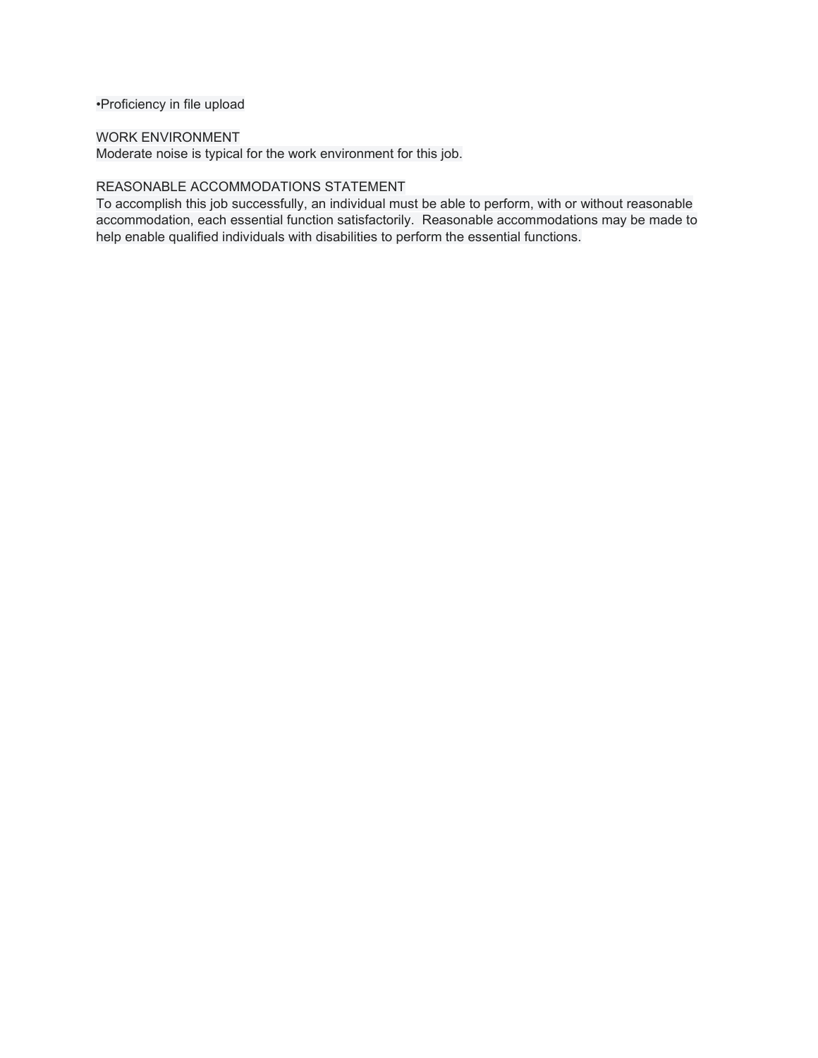•Proficiency in file upload

WORK ENVIRONMENT

Moderate noise is typical for the work environment for this job.

REASONABLE ACCOMMODATIONS STATEMENT

To accomplish this job successfully, an individual must be able to perform, with or without reasonable accommodation, each essential function satisfactorily.  Reasonable accommodations may be made to help enable qualified individuals with disabilities to perform the essential functions.